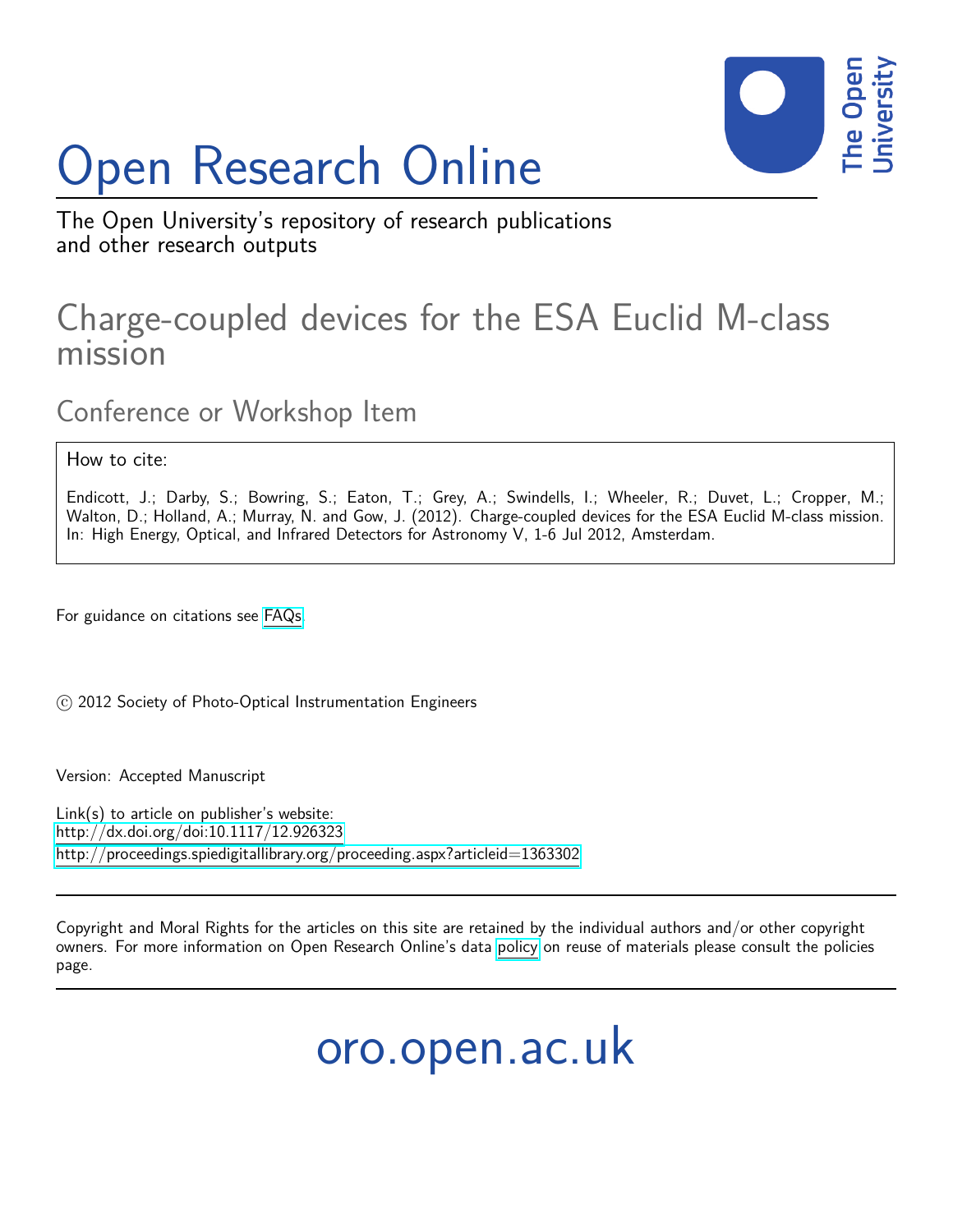# Open Research Online

The Open University's repository of research publications and other research outputs

## Charge-coupled devices for the ESA Euclid M-class mission

### Conference or Workshop Item

How to cite:

Endicott, J.; Darby, S.; Bowring, S.; Eaton, T.; Grey, A.; Swindells, I.; Wheeler, R.; Duvet, L.; Cropper, M.; Walton, D.; Holland, A.; Murray, N. and Gow, J. (2012). Charge-coupled devices for the ESA Euclid M-class mission. In: High Energy, Optical, and Infrared Detectors for Astronomy V, 1-6 Jul 2012, Amsterdam.

For guidance on citations see FAQs.

© 2012 Society of Photo-Optical Instrumentation Engineers

Version: Accepted Manuscript

Link(s) to article on publisher's website:
http://dx.doi.org/doi:10.1117/12.926323
http://proceedings.spiedigitallibrary.org/proceeding.aspx?articleid=1363302

Copyright and Moral Rights for the articles on this site are retained by the individual authors and/or other copyright owners. For more information on Open Research Online's data policy on reuse of materials please consult the policies page.

oro.open.ac.uk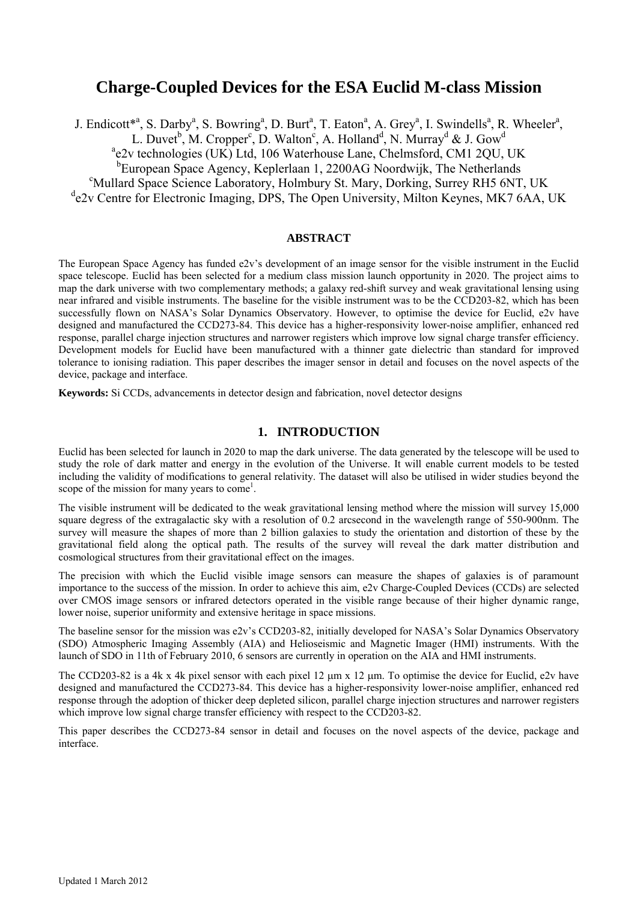# Charge-Coupled Devices for the ESA Euclid M-class Mission

J. Endicott*[a], S. Darby[a], S. Bowring[a], D. Burt[a], T. Eaton[a], A. Grey[a], I. Swindells[a], R. Wheeler[a], L. Duvet[b], M. Cropper[c], D. Walton[c], A. Holland[d], N. Murray[d] & J. Gow[d]

[a]e2v technologies (UK) Ltd, 106 Waterhouse Lane, Chelmsford, CM1 2QU, UK
[b]European Space Agency, Keplerlaan 1, 2200AG Noordwijk, The Netherlands
[c]Mullard Space Science Laboratory, Holmbury St. Mary, Dorking, Surrey RH5 6NT, UK
[d]e2v Centre for Electronic Imaging, DPS, The Open University, Milton Keynes, MK7 6AA, UK

## ABSTRACT

The European Space Agency has funded e2v's development of an image sensor for the visible instrument in the Euclid space telescope. Euclid has been selected for a medium class mission launch opportunity in 2020. The project aims to map the dark universe with two complementary methods; a galaxy red-shift survey and weak gravitational lensing using near infrared and visible instruments. The baseline for the visible instrument was to be the CCD203-82, which has been successfully flown on NASA's Solar Dynamics Observatory. However, to optimise the device for Euclid, e2v have designed and manufactured the CCD273-84. This device has a higher-responsivity lower-noise amplifier, enhanced red response, parallel charge injection structures and narrower registers which improve low signal charge transfer efficiency. Development models for Euclid have been manufactured with a thinner gate dielectric than standard for improved tolerance to ionising radiation. This paper describes the imager sensor in detail and focuses on the novel aspects of the device, package and interface.

**Keywords:** Si CCDs, advancements in detector design and fabrication, novel detector designs

## 1. INTRODUCTION

Euclid has been selected for launch in 2020 to map the dark universe. The data generated by the telescope will be used to study the role of dark matter and energy in the evolution of the Universe. It will enable current models to be tested including the validity of modifications to general relativity. The dataset will also be utilised in wider studies beyond the scope of the mission for many years to come[1].

The visible instrument will be dedicated to the weak gravitational lensing method where the mission will survey 15,000 square degress of the extragalactic sky with a resolution of 0.2 arcsecond in the wavelength range of 550-900nm. The survey will measure the shapes of more than 2 billion galaxies to study the orientation and distortion of these by the gravitational field along the optical path. The results of the survey will reveal the dark matter distribution and cosmological structures from their gravitational effect on the images.

The precision with which the Euclid visible image sensors can measure the shapes of galaxies is of paramount importance to the success of the mission. In order to achieve this aim, e2v Charge-Coupled Devices (CCDs) are selected over CMOS image sensors or infrared detectors operated in the visible range because of their higher dynamic range, lower noise, superior uniformity and extensive heritage in space missions.

The baseline sensor for the mission was e2v's CCD203-82, initially developed for NASA's Solar Dynamics Observatory (SDO) Atmospheric Imaging Assembly (AIA) and Helioseismic and Magnetic Imager (HMI) instruments. With the launch of SDO in 11th of February 2010, 6 sensors are currently in operation on the AIA and HMI instruments.

The CCD203-82 is a 4k x 4k pixel sensor with each pixel 12 μm x 12 μm. To optimise the device for Euclid, e2v have designed and manufactured the CCD273-84. This device has a higher-responsivity lower-noise amplifier, enhanced red response through the adoption of thicker deep depleted silicon, parallel charge injection structures and narrower registers which improve low signal charge transfer efficiency with respect to the CCD203-82.

This paper describes the CCD273-84 sensor in detail and focuses on the novel aspects of the device, package and interface.

Updated 1 March 2012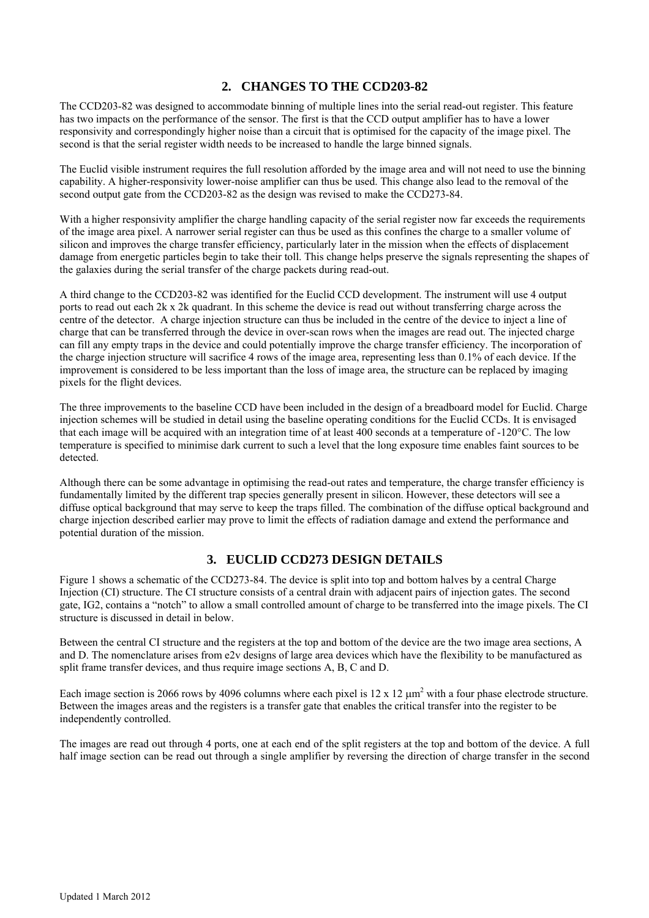## 2. CHANGES TO THE CCD203-82

The CCD203-82 was designed to accommodate binning of multiple lines into the serial read-out register. This feature has two impacts on the performance of the sensor. The first is that the CCD output amplifier has to have a lower responsivity and correspondingly higher noise than a circuit that is optimised for the capacity of the image pixel. The second is that the serial register width needs to be increased to handle the large binned signals.

The Euclid visible instrument requires the full resolution afforded by the image area and will not need to use the binning capability. A higher-responsivity lower-noise amplifier can thus be used. This change also lead to the removal of the second output gate from the CCD203-82 as the design was revised to make the CCD273-84.

With a higher responsivity amplifier the charge handling capacity of the serial register now far exceeds the requirements of the image area pixel. A narrower serial register can thus be used as this confines the charge to a smaller volume of silicon and improves the charge transfer efficiency, particularly later in the mission when the effects of displacement damage from energetic particles begin to take their toll. This change helps preserve the signals representing the shapes of the galaxies during the serial transfer of the charge packets during read-out.

A third change to the CCD203-82 was identified for the Euclid CCD development. The instrument will use 4 output ports to read out each 2k x 2k quadrant. In this scheme the device is read out without transferring charge across the centre of the detector. A charge injection structure can thus be included in the centre of the device to inject a line of charge that can be transferred through the device in over-scan rows when the images are read out. The injected charge can fill any empty traps in the device and could potentially improve the charge transfer efficiency. The incorporation of the charge injection structure will sacrifice 4 rows of the image area, representing less than 0.1% of each device. If the improvement is considered to be less important than the loss of image area, the structure can be replaced by imaging pixels for the flight devices.

The three improvements to the baseline CCD have been included in the design of a breadboard model for Euclid. Charge injection schemes will be studied in detail using the baseline operating conditions for the Euclid CCDs. It is envisaged that each image will be acquired with an integration time of at least 400 seconds at a temperature of -120°C. The low temperature is specified to minimise dark current to such a level that the long exposure time enables faint sources to be detected.

Although there can be some advantage in optimising the read-out rates and temperature, the charge transfer efficiency is fundamentally limited by the different trap species generally present in silicon. However, these detectors will see a diffuse optical background that may serve to keep the traps filled. The combination of the diffuse optical background and charge injection described earlier may prove to limit the effects of radiation damage and extend the performance and potential duration of the mission.

## 3. EUCLID CCD273 DESIGN DETAILS

Figure 1 shows a schematic of the CCD273-84. The device is split into top and bottom halves by a central Charge Injection (CI) structure. The CI structure consists of a central drain with adjacent pairs of injection gates. The second gate, IG2, contains a "notch" to allow a small controlled amount of charge to be transferred into the image pixels. The CI structure is discussed in detail in below.

Between the central CI structure and the registers at the top and bottom of the device are the two image area sections, A and D. The nomenclature arises from e2v designs of large area devices which have the flexibility to be manufactured as split frame transfer devices, and thus require image sections A, B, C and D.

Each image section is 2066 rows by 4096 columns where each pixel is 12 x 12 $\mu m^2$ with a four phase electrode structure. Between the images areas and the registers is a transfer gate that enables the critical transfer into the register to be independently controlled.

The images are read out through 4 ports, one at each end of the split registers at the top and bottom of the device. A full half image section can be read out through a single amplifier by reversing the direction of charge transfer in the second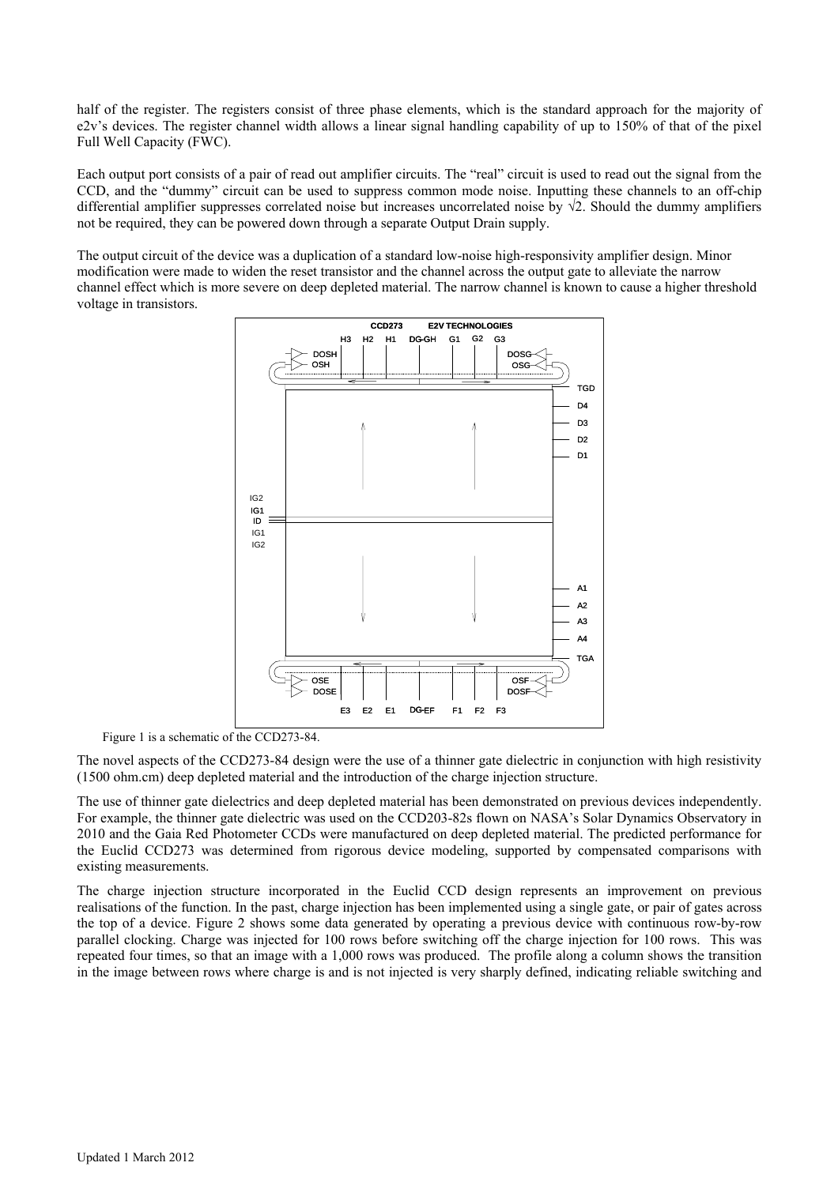half of the register. The registers consist of three phase elements, which is the standard approach for the majority of e2v's devices. The register channel width allows a linear signal handling capability of up to 150% of that of the pixel Full Well Capacity (FWC).

Each output port consists of a pair of read out amplifier circuits. The "real" circuit is used to read out the signal from the CCD, and the "dummy" circuit can be used to suppress common mode noise. Inputting these channels to an off-chip differential amplifier suppresses correlated noise but increases uncorrelated noise by √2. Should the dummy amplifiers not be required, they can be powered down through a separate Output Drain supply.

The output circuit of the device was a duplication of a standard low-noise high-responsivity amplifier design. Minor modification were made to widen the reset transistor and the channel across the output gate to alleviate the narrow channel effect which is more severe on deep depleted material. The narrow channel is known to cause a higher threshold voltage in transistors.

CCD273 E2V TECHNOLOGIES

H3 H2 H1 DG-GH G1 G2 G3

DOSH OSH DOSG OSG

TGD D4 D3 D2 D1

IG2 IG1 ID IG1 IG2

A1 A2 A3 A4 TGA

OSE DOSE OSF DOSF

E3 E2 E1 DG-EF F1 F2 F3

Figure 1 is a schematic of the CCD273-84.

The novel aspects of the CCD273-84 design were the use of a thinner gate dielectric in conjunction with high resistivity (1500 ohm.cm) deep depleted material and the introduction of the charge injection structure.

The use of thinner gate dielectrics and deep depleted material has been demonstrated on previous devices independently. For example, the thinner gate dielectric was used on the CCD203-82s flown on NASA's Solar Dynamics Observatory in 2010 and the Gaia Red Photometer CCDs were manufactured on deep depleted material. The predicted performance for the Euclid CCD273 was determined from rigorous device modeling, supported by compensated comparisons with existing measurements.

The charge injection structure incorporated in the Euclid CCD design represents an improvement on previous realisations of the function. In the past, charge injection has been implemented using a single gate, or pair of gates across the top of a device. Figure 2 shows some data generated by operating a previous device with continuous row-by-row parallel clocking. Charge was injected for 100 rows before switching off the charge injection for 100 rows. This was repeated four times, so that an image with a 1,000 rows was produced. The profile along a column shows the transition in the image between rows where charge is and is not injected is very sharply defined, indicating reliable switching and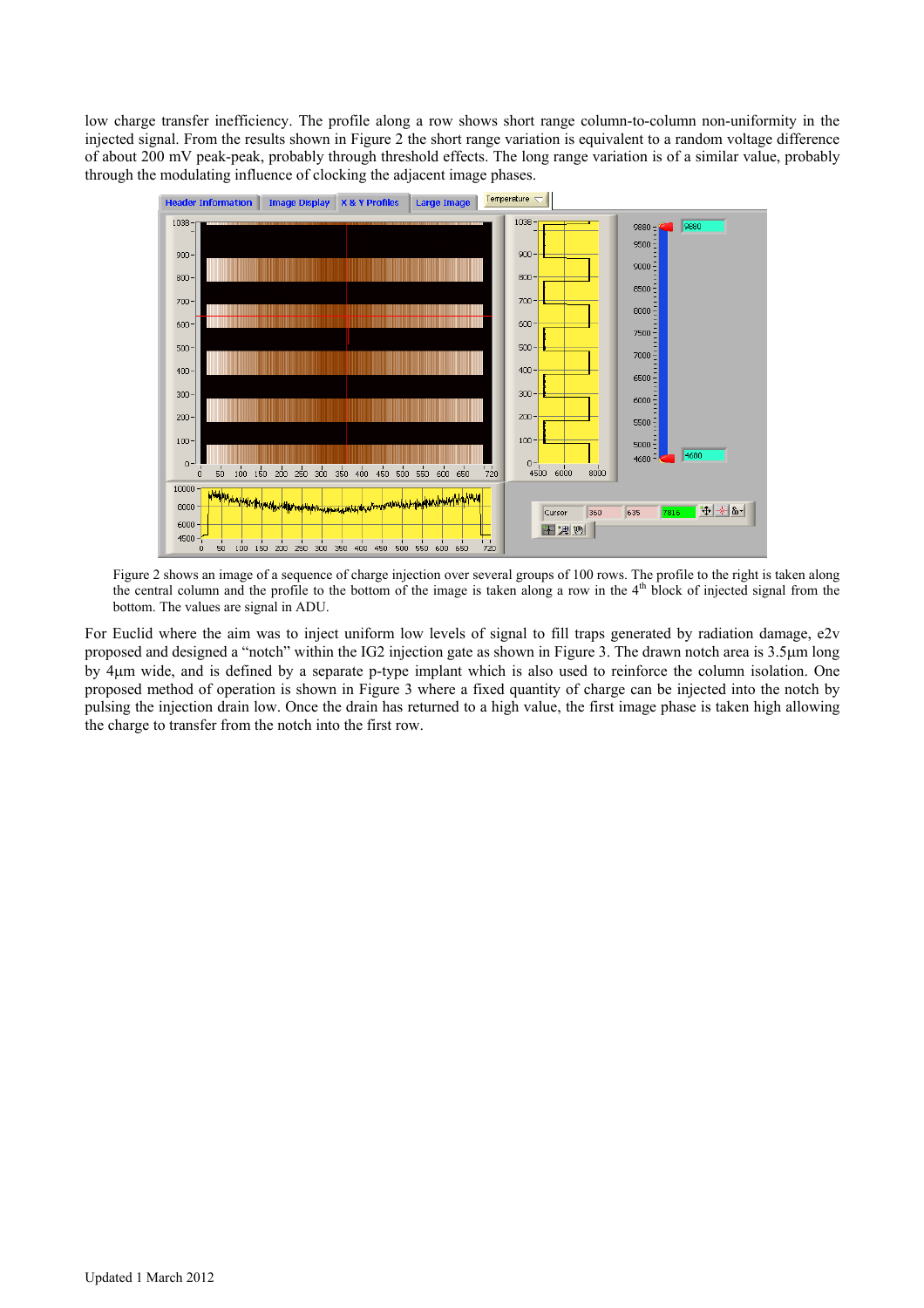low charge transfer inefficiency. The profile along a row shows short range column-to-column non-uniformity in the injected signal. From the results shown in Figure 2 the short range variation is equivalent to a random voltage difference of about 200 mV peak-peak, probably through threshold effects. The long range variation is of a similar value, probably through the modulating influence of clocking the adjacent image phases.

Figure 2 shows an image of a sequence of charge injection over several groups of 100 rows. The profile to the right is taken along the central column and the profile to the bottom of the image is taken along a row in the 4th block of injected signal from the bottom. The values are signal in ADU.

For Euclid where the aim was to inject uniform low levels of signal to fill traps generated by radiation damage, e2v proposed and designed a "notch" within the IG2 injection gate as shown in Figure 3. The drawn notch area is 3.5μm long by 4μm wide, and is defined by a separate p-type implant which is also used to reinforce the column isolation. One proposed method of operation is shown in Figure 3 where a fixed quantity of charge can be injected into the notch by pulsing the injection drain low. Once the drain has returned to a high value, the first image phase is taken high allowing the charge to transfer from the notch into the first row.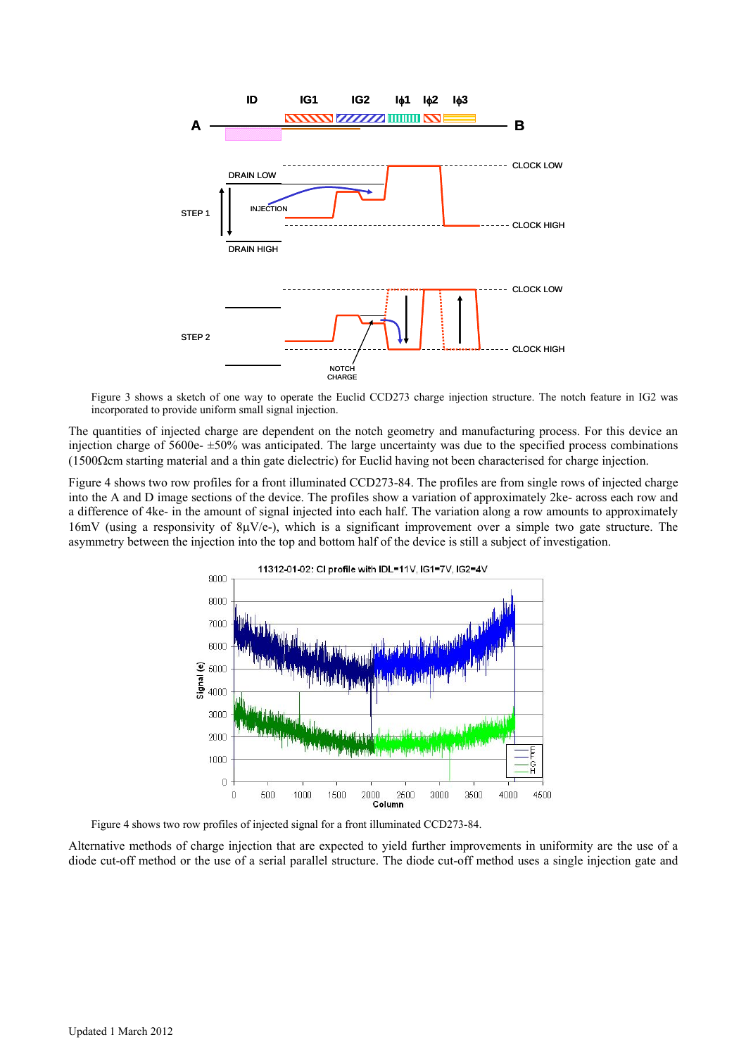Figure 3 shows a sketch of one way to operate the Euclid CCD273 charge injection structure. The notch feature in IG2 was incorporated to provide uniform small signal injection.

The quantities of injected charge are dependent on the notch geometry and manufacturing process. For this device an injection charge of 5600e- ±50% was anticipated. The large uncertainty was due to the specified process combinations (1500Ωcm starting material and a thin gate dielectric) for Euclid having not been characterised for charge injection.

Figure 4 shows two row profiles for a front illuminated CCD273-84. The profiles are from single rows of injected charge into the A and D image sections of the device. The profiles show a variation of approximately 2ke- across each row and a difference of 4ke- in the amount of signal injected into each half. The variation along a row amounts to approximately 16mV (using a responsivity of 8μV/e-), which is a significant improvement over a simple two gate structure. The asymmetry between the injection into the top and bottom half of the device is still a subject of investigation.

Figure 4 shows two row profiles of injected signal for a front illuminated CCD273-84.

Alternative methods of charge injection that are expected to yield further improvements in uniformity are the use of a diode cut-off method or the use of a serial parallel structure. The diode cut-off method uses a single injection gate and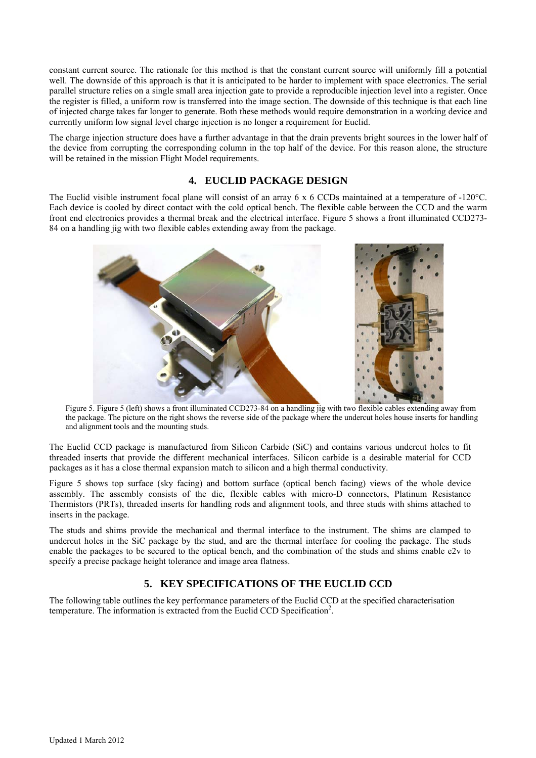constant current source. The rationale for this method is that the constant current source will uniformly fill a potential well. The downside of this approach is that it is anticipated to be harder to implement with space electronics. The serial parallel structure relies on a single small area injection gate to provide a reproducible injection level into a register. Once the register is filled, a uniform row is transferred into the image section. The downside of this technique is that each line of injected charge takes far longer to generate. Both these methods would require demonstration in a working device and currently uniform low signal level charge injection is no longer a requirement for Euclid.

The charge injection structure does have a further advantage in that the drain prevents bright sources in the lower half of the device from corrupting the corresponding column in the top half of the device. For this reason alone, the structure will be retained in the mission Flight Model requirements.

## 4. EUCLID PACKAGE DESIGN

The Euclid visible instrument focal plane will consist of an array 6 x 6 CCDs maintained at a temperature of -120°C. Each device is cooled by direct contact with the cold optical bench. The flexible cable between the CCD and the warm front end electronics provides a thermal break and the electrical interface. Figure 5 shows a front illuminated CCD273-84 on a handling jig with two flexible cables extending away from the package.

Figure 5. Figure 5 (left) shows a front illuminated CCD273-84 on a handling jig with two flexible cables extending away from the package. The picture on the right shows the reverse side of the package where the undercut holes house inserts for handling and alignment tools and the mounting studs.

The Euclid CCD package is manufactured from Silicon Carbide (SiC) and contains various undercut holes to fit threaded inserts that provide the different mechanical interfaces. Silicon carbide is a desirable material for CCD packages as it has a close thermal expansion match to silicon and a high thermal conductivity.

Figure 5 shows top surface (sky facing) and bottom surface (optical bench facing) views of the whole device assembly. The assembly consists of the die, flexible cables with micro-D connectors, Platinum Resistance Thermistors (PRTs), threaded inserts for handling rods and alignment tools, and three studs with shims attached to inserts in the package.

The studs and shims provide the mechanical and thermal interface to the instrument. The shims are clamped to undercut holes in the SiC package by the stud, and are the thermal interface for cooling the package. The studs enable the packages to be secured to the optical bench, and the combination of the studs and shims enable e2v to specify a precise package height tolerance and image area flatness.

## 5. KEY SPECIFICATIONS OF THE EUCLID CCD

The following table outlines the key performance parameters of the Euclid CCD at the specified characterisation temperature. The information is extracted from the Euclid CCD Specification[2].

Updated 1 March 2012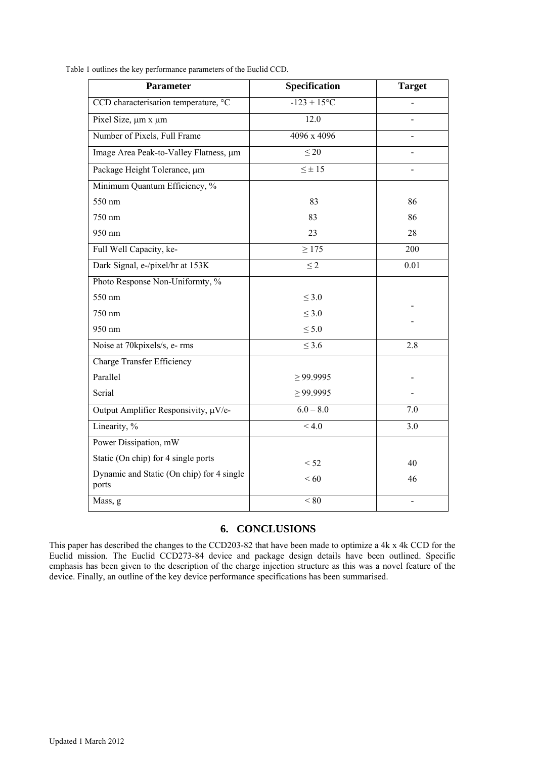Table 1 outlines the key performance parameters of the Euclid CCD.

| Parameter | Specification | Target |
|---|---|---|
| CCD characterisation temperature, °C | -123 + 15°C | - |
| Pixel Size, µm x µm | 12.0 | - |
| Number of Pixels, Full Frame | 4096 x 4096 | - |
| Image Area Peak-to-Valley Flatness, µm | ≤ 20 | - |
| Package Height Tolerance, µm | ≤ ± 15 | - |
| Minimum Quantum Efficiency, % | | |
| 550 nm | 83 | 86 |
| 750 nm | 83 | 86 |
| 950 nm | 23 | 28 |
| Full Well Capacity, ke- | ≥ 175 | 200 |
| Dark Signal, e-/pixel/hr at 153K | ≤ 2 | 0.01 |
| Photo Response Non-Uniformty, % | | |
| 550 nm | ≤ 3.0 | |
| 750 nm | ≤ 3.0 | - |
| 950 nm | ≤ 5.0 | - |
| Noise at 70kpixels/s, e- rms | ≤ 3.6 | 2.8 |
| Charge Transfer Efficiency | | |
| Parallel | ≥ 99.9995 | - |
| Serial | ≥ 99.9995 | - |
| Output Amplifier Responsivity, µV/e- | 6.0 – 8.0 | 7.0 |
| Linearity, % | < 4.0 | 3.0 |
| Power Dissipation, mW | | |
| Static (On chip) for 4 single ports | < 52 | 40 |
| Dynamic and Static (On chip) for 4 single ports | < 60 | 46 |
| Mass, g | < 80 | - |

## 6. CONCLUSIONS

This paper has described the changes to the CCD203-82 that have been made to optimize a 4k x 4k CCD for the Euclid mission. The Euclid CCD273-84 device and package design details have been outlined. Specific emphasis has been given to the description of the charge injection structure as this was a novel feature of the device. Finally, an outline of the key device performance specifications has been summarised.

Updated 1 March 2012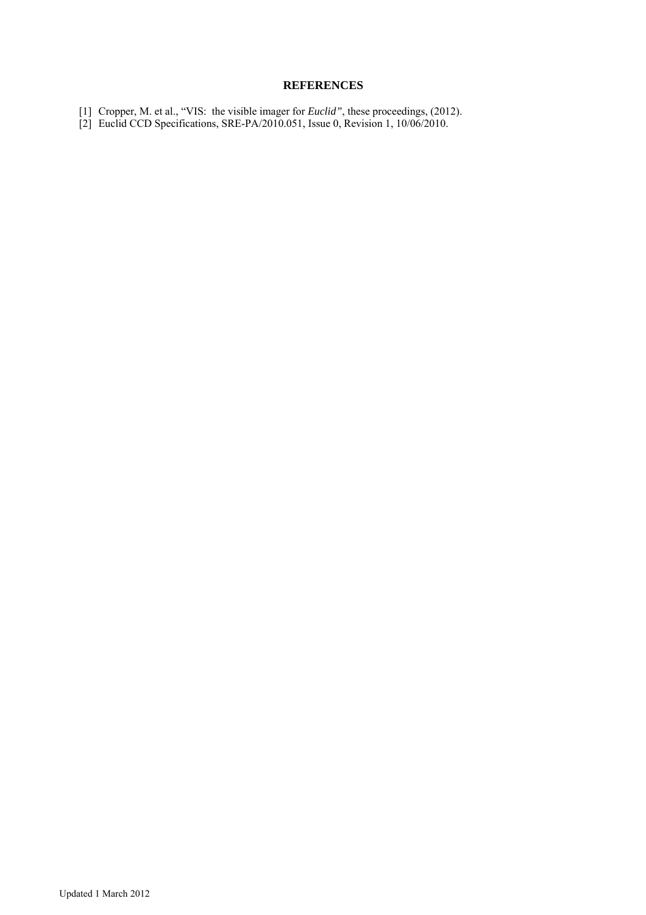## REFERENCES

[1] Cropper, M. et al., "VIS: the visible imager for *Euclid*", these proceedings, (2012).
[2] Euclid CCD Specifications, SRE-PA/2010.051, Issue 0, Revision 1, 10/06/2010.

Updated 1 March 2012